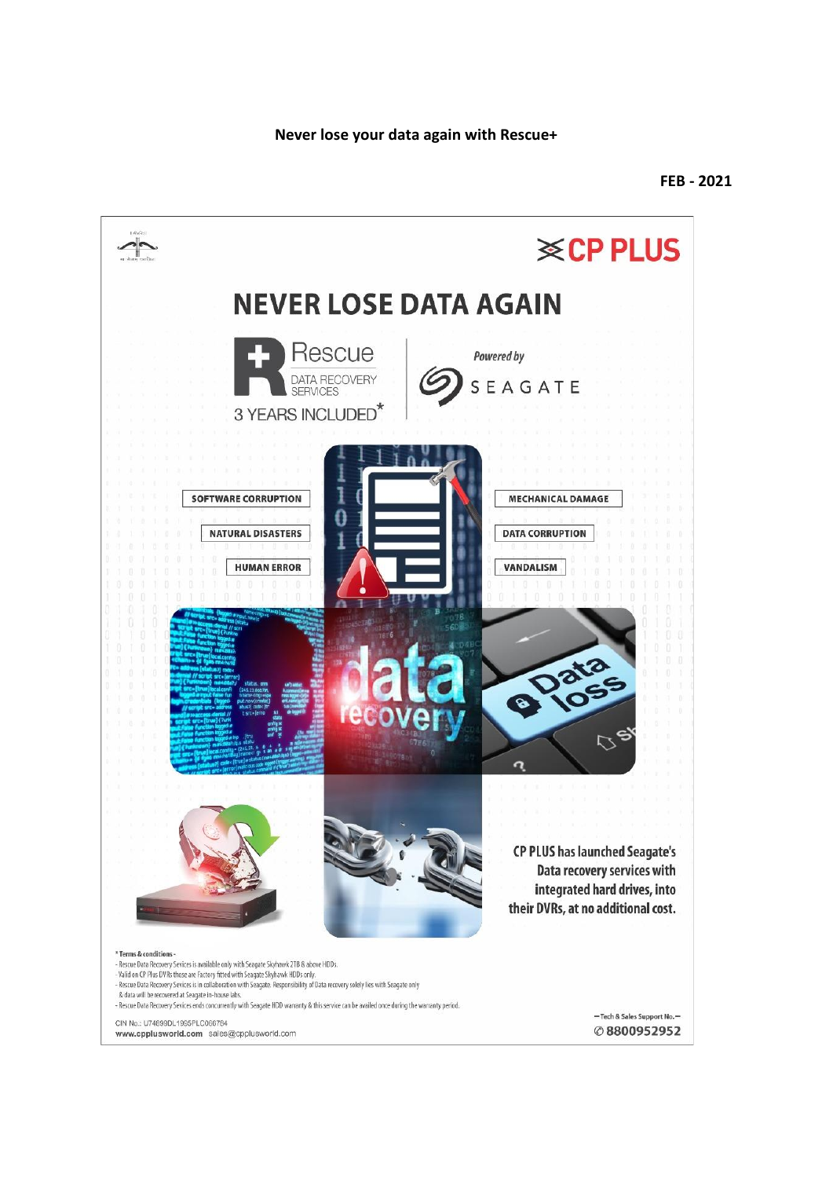**Never lose your data again with Rescue+**

**FEB - 2021**

CP PLUS

# NEVER LOSE DATA AGAIN

Rescue DATA RECOVERY SERVICES

3 YEARS INCLUDED*

*Powered by* SEAGATE

SOFTWARE CORRUPTION

NATURAL DISASTERS

HUMAN ERROR

MECHANICAL DAMAGE

DATA CORRUPTION

VANDALISM

data recovery

Data loss

CP PLUS has launched Seagate's Data recovery services with integrated hard drives, into their DVRs, at no additional cost.

\* Terms & conditions -

- Rescue Data Recovery Sevices is available only with Seagate Skyhawk 2TB & above HDDs.
- Valid on CP Plus DVRs those are Factory fitted with Seagate Skyhawk HDDs only.
- Rescue Data Recovery Sevices is in collaboration with Seagate. Responsibility of Data recovery solely lies with Seagate only & data will be recovered at Seagate in-house labs.
- Rescue Data Recovery Sevices ends concurrently with Seagate HDD warranty & this service can be availed once during the warranty period.

CIN No.: U74899DL1995PLC066784

www.cpplusworld.com sales@cpplusworld.com

Tech & Sales Support No.

8800952952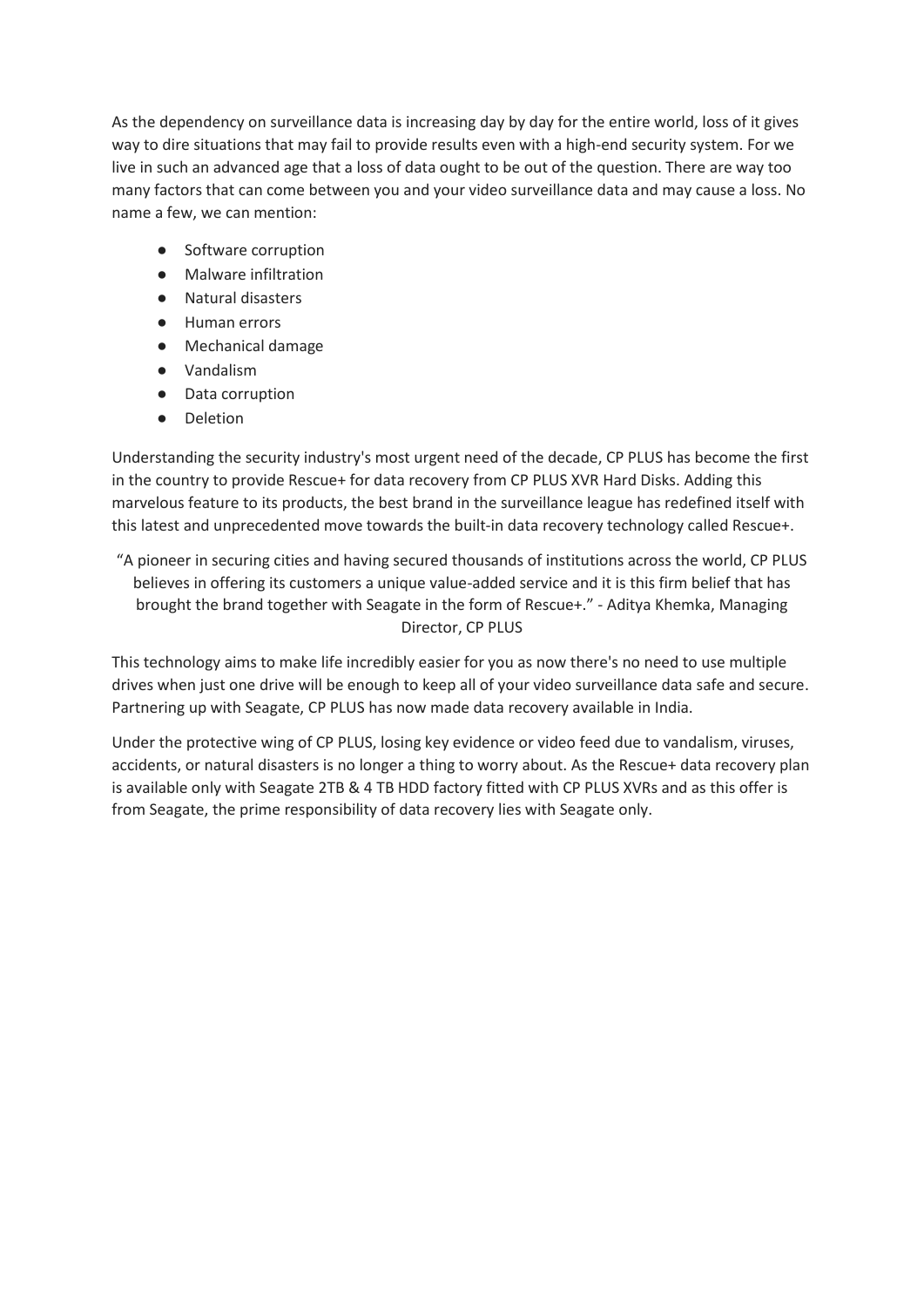As the dependency on surveillance data is increasing day by day for the entire world, loss of it gives way to dire situations that may fail to provide results even with a high-end security system. For we live in such an advanced age that a loss of data ought to be out of the question. There are way too many factors that can come between you and your video surveillance data and may cause a loss. No name a few, we can mention:

- Software corruption
- Malware infiltration
- Natural disasters
- Human errors
- Mechanical damage
- Vandalism
- Data corruption
- Deletion

Understanding the security industry's most urgent need of the decade, CP PLUS has become the first in the country to provide Rescue+ for data recovery from CP PLUS XVR Hard Disks. Adding this marvelous feature to its products, the best brand in the surveillance league has redefined itself with this latest and unprecedented move towards the built-in data recovery technology called Rescue+.

"A pioneer in securing cities and having secured thousands of institutions across the world, CP PLUS believes in offering its customers a unique value-added service and it is this firm belief that has brought the brand together with Seagate in the form of Rescue+." - Aditya Khemka, Managing Director, CP PLUS

This technology aims to make life incredibly easier for you as now there's no need to use multiple drives when just one drive will be enough to keep all of your video surveillance data safe and secure. Partnering up with Seagate, CP PLUS has now made data recovery available in India.

Under the protective wing of CP PLUS, losing key evidence or video feed due to vandalism, viruses, accidents, or natural disasters is no longer a thing to worry about. As the Rescue+ data recovery plan is available only with Seagate 2TB & 4 TB HDD factory fitted with CP PLUS XVRs and as this offer is from Seagate, the prime responsibility of data recovery lies with Seagate only.